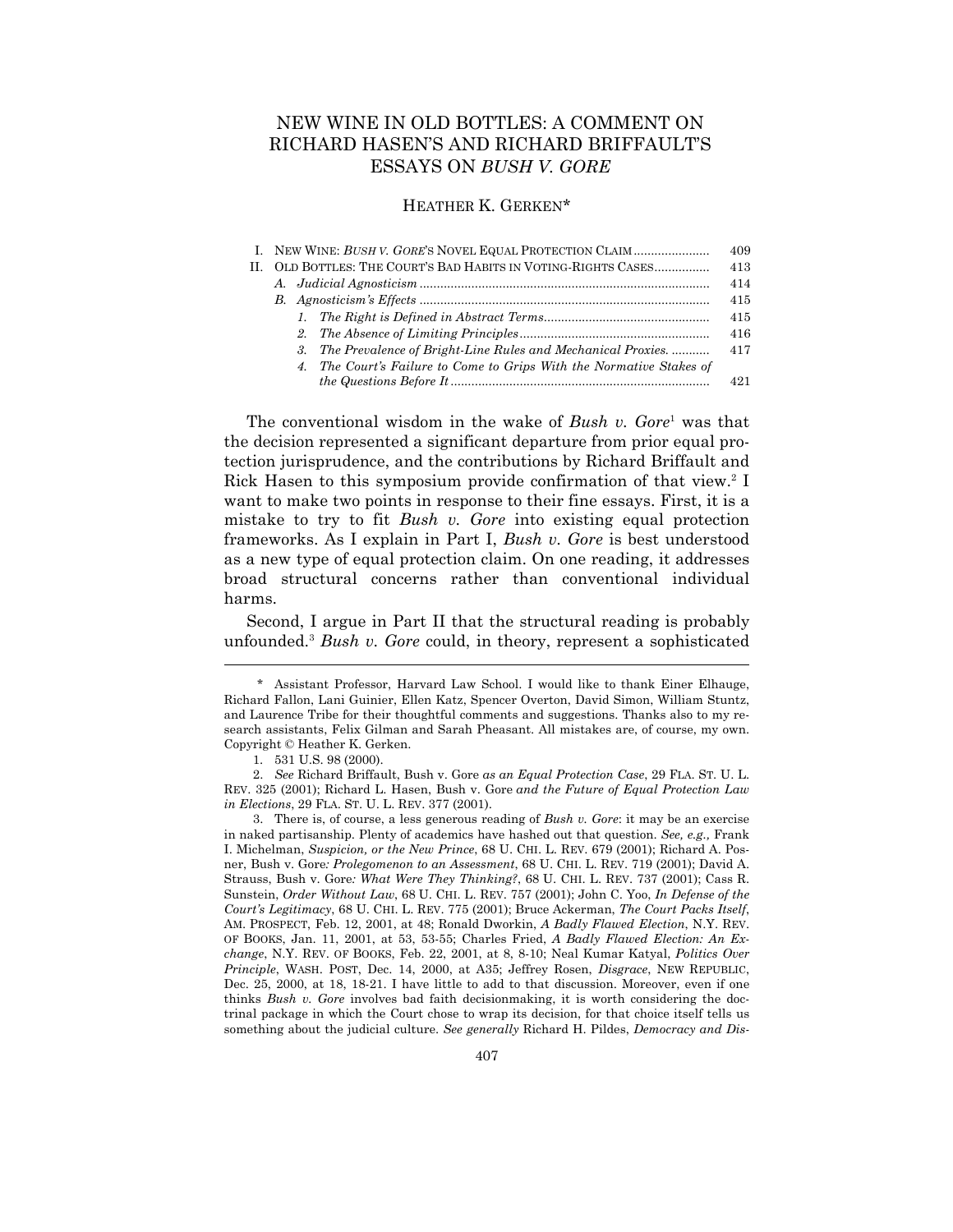# NEW WINE IN OLD BOTTLES: A COMMENT ON RICHARD HASEN'S AND RICHARD BRIFFAULT'S ESSAYS ON *BUSH V. GORE*

HEATHER K. GERKEN*

| | | |
|---|---|---|
| I. | NEW WINE: *BUSH V. GORE*'S NOVEL EQUAL PROTECTION CLAIM | 409 |
| II. | OLD BOTTLES: THE COURT'S BAD HABITS IN VOTING-RIGHTS CASES | 413 |
| | *A. Judicial Agnosticism* | 414 |
| | *B. Agnosticism's Effects* | 415 |
| | *1. The Right is Defined in Abstract Terms* | 415 |
| | *2. The Absence of Limiting Principles* | 416 |
| | *3. The Prevalence of Bright-Line Rules and Mechanical Proxies.* | 417 |
| | *4. The Court's Failure to Come to Grips With the Normative Stakes of the Questions Before It* | 421 |

The conventional wisdom in the wake of *Bush v. Gore*[1] was that the decision represented a significant departure from prior equal protection jurisprudence, and the contributions by Richard Briffault and Rick Hasen to this symposium provide confirmation of that view.[2] I want to make two points in response to their fine essays. First, it is a mistake to try to fit *Bush v. Gore* into existing equal protection frameworks. As I explain in Part I, *Bush v. Gore* is best understood as a new type of equal protection claim. On one reading, it addresses broad structural concerns rather than conventional individual harms.

Second, I argue in Part II that the structural reading is probably unfounded.[3] *Bush v. Gore* could, in theory, represent a sophisticated

---

\* Assistant Professor, Harvard Law School. I would like to thank Einer Elhauge, Richard Fallon, Lani Guinier, Ellen Katz, Spencer Overton, David Simon, William Stuntz, and Laurence Tribe for their thoughtful comments and suggestions. Thanks also to my research assistants, Felix Gilman and Sarah Pheasant. All mistakes are, of course, my own. Copyright © Heather K. Gerken.

1. 531 U.S. 98 (2000).

2. *See* Richard Briffault, Bush v. Gore *as an Equal Protection Case*, 29 FLA. ST. U. L. REV. 325 (2001); Richard L. Hasen, Bush v. Gore *and the Future of Equal Protection Law in Elections*, 29 FLA. ST. U. L. REV. 377 (2001).

3. There is, of course, a less generous reading of *Bush v. Gore*: it may be an exercise in naked partisanship. Plenty of academics have hashed out that question. *See, e.g.,* Frank I. Michelman, *Suspicion, or the New Prince*, 68 U. CHI. L. REV. 679 (2001); Richard A. Posner, Bush v. Gore*: Prolegomenon to an Assessment*, 68 U. CHI. L. REV. 719 (2001); David A. Strauss, Bush v. Gore*: What Were They Thinking?*, 68 U. CHI. L. REV. 737 (2001); Cass R. Sunstein, *Order Without Law*, 68 U. CHI. L. REV. 757 (2001); John C. Yoo, *In Defense of the Court's Legitimacy*, 68 U. CHI. L. REV. 775 (2001); Bruce Ackerman, *The Court Packs Itself*, AM. PROSPECT, Feb. 12, 2001, at 48; Ronald Dworkin, *A Badly Flawed Election*, N.Y. REV. OF BOOKS, Jan. 11, 2001, at 53, 53-55; Charles Fried, *A Badly Flawed Election: An Exchange*, N.Y. REV. OF BOOKS, Feb. 22, 2001, at 8, 8-10; Neal Kumar Katyal, *Politics Over Principle*, WASH. POST, Dec. 14, 2000, at A35; Jeffrey Rosen, *Disgrace*, NEW REPUBLIC, Dec. 25, 2000, at 18, 18-21. I have little to add to that discussion. Moreover, even if one thinks *Bush v. Gore* involves bad faith decisionmaking, it is worth considering the doctrinal package in which the Court chose to wrap its decision, for that choice itself tells us something about the judicial culture. *See generally* Richard H. Pildes, *Democracy and Dis-*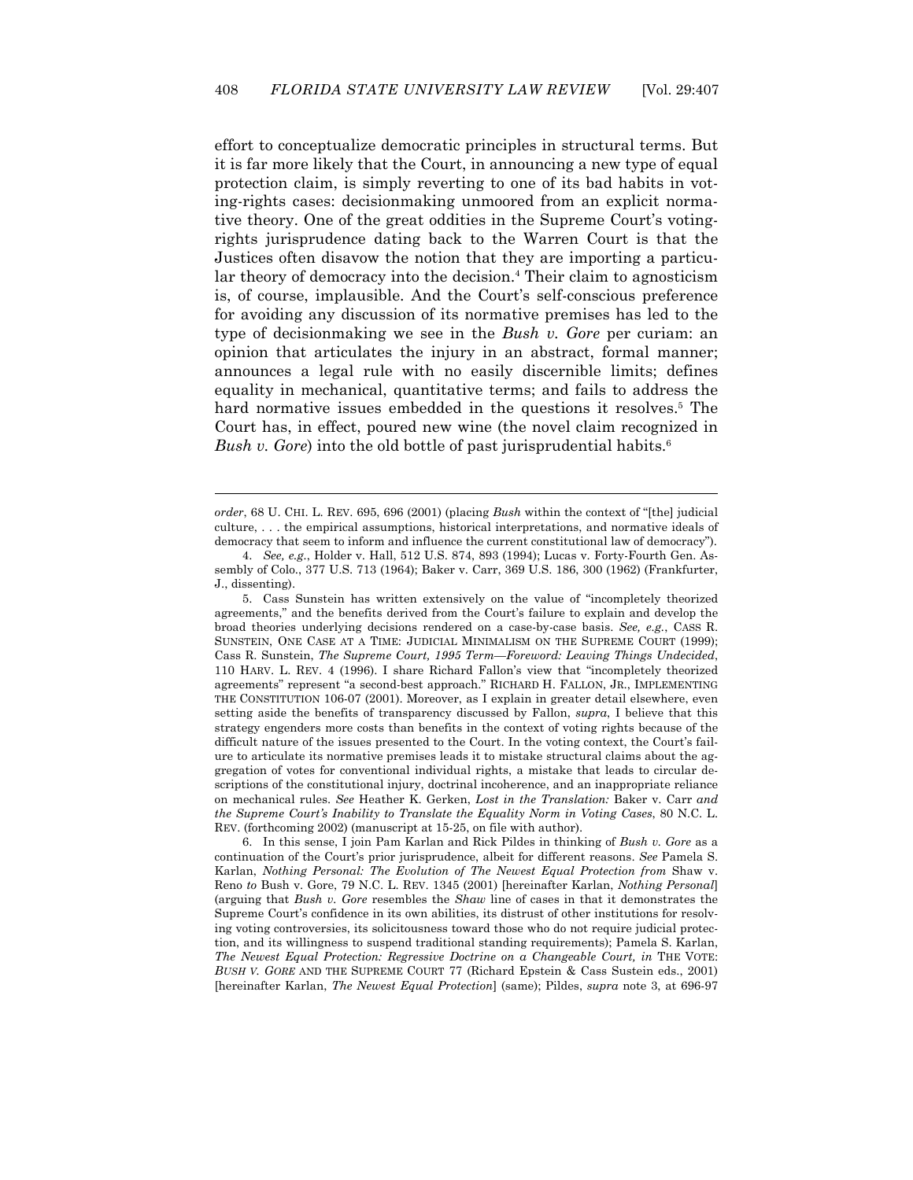effort to conceptualize democratic principles in structural terms. But it is far more likely that the Court, in announcing a new type of equal protection claim, is simply reverting to one of its bad habits in voting-rights cases: decisionmaking unmoored from an explicit normative theory. One of the great oddities in the Supreme Court's voting-rights jurisprudence dating back to the Warren Court is that the Justices often disavow the notion that they are importing a particular theory of democracy into the decision.[4] Their claim to agnosticism is, of course, implausible. And the Court's self-conscious preference for avoiding any discussion of its normative premises has led to the type of decisionmaking we see in the *Bush v. Gore* per curiam: an opinion that articulates the injury in an abstract, formal manner; announces a legal rule with no easily discernible limits; defines equality in mechanical, quantitative terms; and fails to address the hard normative issues embedded in the questions it resolves.[5] The Court has, in effect, poured new wine (the novel claim recognized in *Bush v. Gore*) into the old bottle of past jurisprudential habits.[6]

---

*order*, 68 U. CHI. L. REV. 695, 696 (2001) (placing *Bush* within the context of "[the] judicial culture, . . . the empirical assumptions, historical interpretations, and normative ideals of democracy that seem to inform and influence the current constitutional law of democracy").

4. *See, e.g.*, Holder v. Hall, 512 U.S. 874, 893 (1994); Lucas v. Forty-Fourth Gen. Assembly of Colo., 377 U.S. 713 (1964); Baker v. Carr, 369 U.S. 186, 300 (1962) (Frankfurter, J., dissenting).

5. Cass Sunstein has written extensively on the value of "incompletely theorized agreements," and the benefits derived from the Court's failure to explain and develop the broad theories underlying decisions rendered on a case-by-case basis. *See, e.g.*, CASS R. SUNSTEIN, ONE CASE AT A TIME: JUDICIAL MINIMALISM ON THE SUPREME COURT (1999); Cass R. Sunstein, *The Supreme Court, 1995 Term—Foreword: Leaving Things Undecided*, 110 HARV. L. REV. 4 (1996). I share Richard Fallon's view that "incompletely theorized agreements" represent "a second-best approach." RICHARD H. FALLON, JR., IMPLEMENTING THE CONSTITUTION 106-07 (2001). Moreover, as I explain in greater detail elsewhere, even setting aside the benefits of transparency discussed by Fallon, *supra*, I believe that this strategy engenders more costs than benefits in the context of voting rights because of the difficult nature of the issues presented to the Court. In the voting context, the Court's failure to articulate its normative premises leads it to mistake structural claims about the aggregation of votes for conventional individual rights, a mistake that leads to circular descriptions of the constitutional injury, doctrinal incoherence, and an inappropriate reliance on mechanical rules. *See* Heather K. Gerken, *Lost in the Translation:* Baker v. Carr *and the Supreme Court's Inability to Translate the Equality Norm in Voting Cases*, 80 N.C. L. REV. (forthcoming 2002) (manuscript at 15-25, on file with author).

6. In this sense, I join Pam Karlan and Rick Pildes in thinking of *Bush v. Gore* as a continuation of the Court's prior jurisprudence, albeit for different reasons. *See* Pamela S. Karlan, *Nothing Personal: The Evolution of The Newest Equal Protection from* Shaw v. Reno *to* Bush v. Gore, 79 N.C. L. REV. 1345 (2001) [hereinafter Karlan, *Nothing Personal*] (arguing that *Bush v. Gore* resembles the *Shaw* line of cases in that it demonstrates the Supreme Court's confidence in its own abilities, its distrust of other institutions for resolving voting controversies, its solicitousness toward those who do not require judicial protection, and its willingness to suspend traditional standing requirements); Pamela S. Karlan, *The Newest Equal Protection: Regressive Doctrine on a Changeable Court, in* THE VOTE: *BUSH V. GORE* AND THE SUPREME COURT 77 (Richard Epstein & Cass Sustein eds., 2001) [hereinafter Karlan, *The Newest Equal Protection*] (same); Pildes, *supra* note 3, at 696-97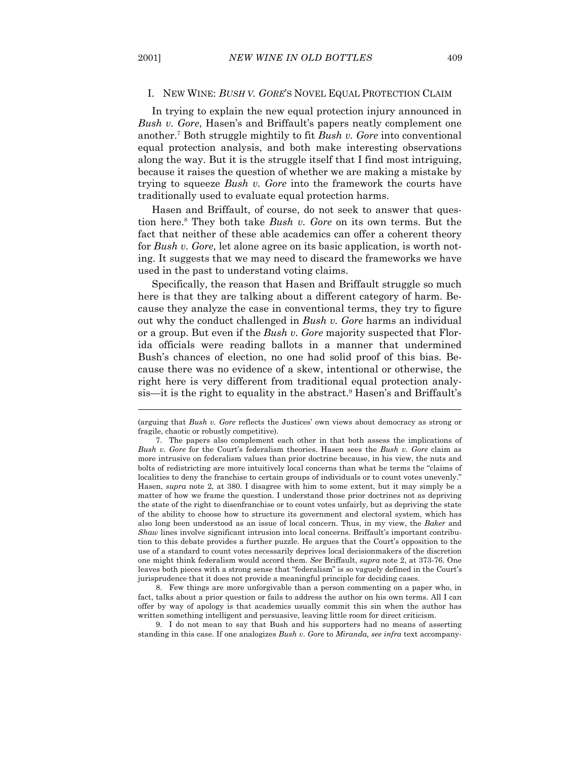## I. NEW WINE: *BUSH V. GORE*'S NOVEL EQUAL PROTECTION CLAIM

In trying to explain the new equal protection injury announced in *Bush v. Gore*, Hasen's and Briffault's papers neatly complement one another.[7] Both struggle mightily to fit *Bush v. Gore* into conventional equal protection analysis, and both make interesting observations along the way. But it is the struggle itself that I find most intriguing, because it raises the question of whether we are making a mistake by trying to squeeze *Bush v. Gore* into the framework the courts have traditionally used to evaluate equal protection harms.

Hasen and Briffault, of course, do not seek to answer that question here.[8] They both take *Bush v. Gore* on its own terms. But the fact that neither of these able academics can offer a coherent theory for *Bush v. Gore*, let alone agree on its basic application, is worth noting. It suggests that we may need to discard the frameworks we have used in the past to understand voting claims.

Specifically, the reason that Hasen and Briffault struggle so much here is that they are talking about a different category of harm. Because they analyze the case in conventional terms, they try to figure out why the conduct challenged in *Bush v. Gore* harms an individual or a group. But even if the *Bush v. Gore* majority suspected that Florida officials were reading ballots in a manner that undermined Bush's chances of election, no one had solid proof of this bias. Because there was no evidence of a skew, intentional or otherwise, the right here is very different from traditional equal protection analysis—it is the right to equality in the abstract.[9] Hasen's and Briffault's

---

(arguing that *Bush v. Gore* reflects the Justices' own views about democracy as strong or fragile, chaotic or robustly competitive).

7. The papers also complement each other in that both assess the implications of *Bush v. Gore* for the Court's federalism theories. Hasen sees the *Bush v. Gore* claim as more intrusive on federalism values than prior doctrine because, in his view, the nuts and bolts of redistricting are more intuitively local concerns than what he terms the "claims of localities to deny the franchise to certain groups of individuals or to count votes unevenly." Hasen, *supra* note 2, at 380. I disagree with him to some extent, but it may simply be a matter of how we frame the question. I understand those prior doctrines not as depriving the state of the right to disenfranchise or to count votes unfairly, but as depriving the state of the ability to choose how to structure its government and electoral system, which has also long been understood as an issue of local concern. Thus, in my view, the *Baker* and *Shaw* lines involve significant intrusion into local concerns. Briffault's important contribution to this debate provides a further puzzle. He argues that the Court's opposition to the use of a standard to count votes necessarily deprives local decisionmakers of the discretion one might think federalism would accord them. *See* Briffault, *supra* note 2, at 373-76. One leaves both pieces with a strong sense that "federalism" is so vaguely defined in the Court's jurisprudence that it does not provide a meaningful principle for deciding cases.

8. Few things are more unforgivable than a person commenting on a paper who, in fact, talks about a prior question or fails to address the author on his own terms. All I can offer by way of apology is that academics usually commit this sin when the author has written something intelligent and persuasive, leaving little room for direct criticism.

9. I do not mean to say that Bush and his supporters had no means of asserting standing in this case. If one analogizes *Bush v. Gore* to *Miranda, see infra* text accompany-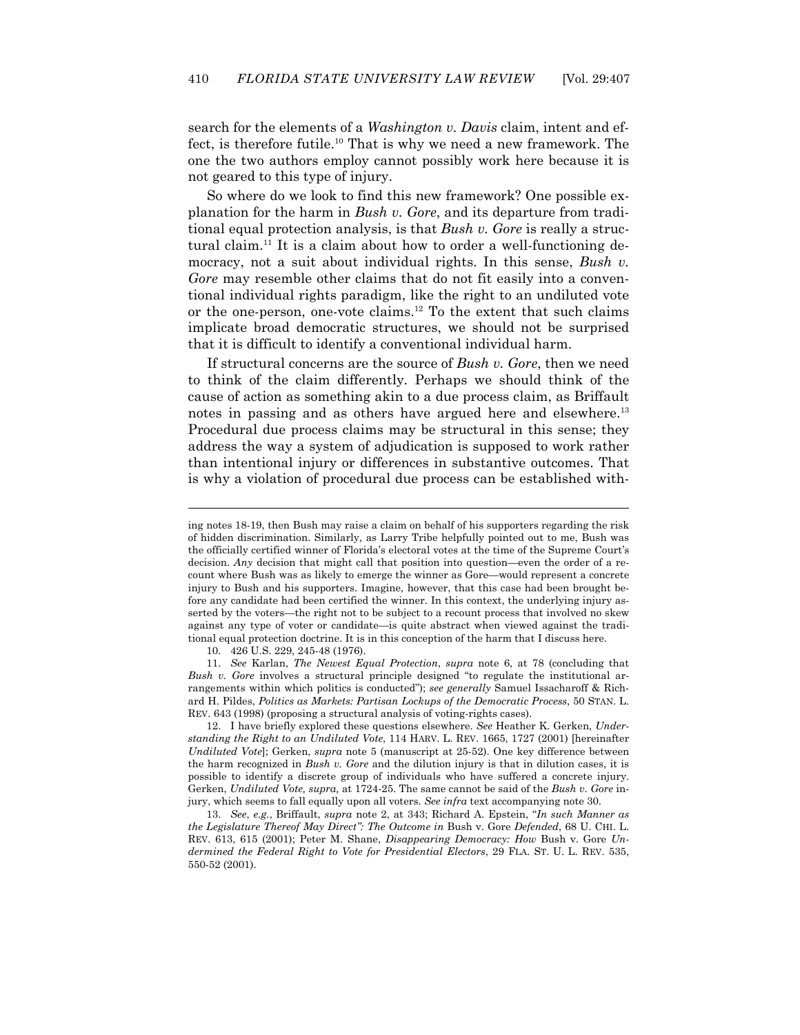search for the elements of a *Washington v. Davis* claim, intent and effect, is therefore futile.[10] That is why we need a new framework. The one the two authors employ cannot possibly work here because it is not geared to this type of injury.

So where do we look to find this new framework? One possible explanation for the harm in *Bush v. Gore*, and its departure from traditional equal protection analysis, is that *Bush v. Gore* is really a structural claim.[11] It is a claim about how to order a well-functioning democracy, not a suit about individual rights. In this sense, *Bush v. Gore* may resemble other claims that do not fit easily into a conventional individual rights paradigm, like the right to an undiluted vote or the one-person, one-vote claims.[12] To the extent that such claims implicate broad democratic structures, we should not be surprised that it is difficult to identify a conventional individual harm.

If structural concerns are the source of *Bush v. Gore*, then we need to think of the claim differently. Perhaps we should think of the cause of action as something akin to a due process claim, as Briffault notes in passing and as others have argued here and elsewhere.[13] Procedural due process claims may be structural in this sense; they address the way a system of adjudication is supposed to work rather than intentional injury or differences in substantive outcomes. That is why a violation of procedural due process can be established with-

---

ing notes 18-19, then Bush may raise a claim on behalf of his supporters regarding the risk of hidden discrimination. Similarly, as Larry Tribe helpfully pointed out to me, Bush was the officially certified winner of Florida's electoral votes at the time of the Supreme Court's decision. *Any* decision that might call that position into question—even the order of a recount where Bush was as likely to emerge the winner as Gore—would represent a concrete injury to Bush and his supporters. Imagine, however, that this case had been brought before any candidate had been certified the winner. In this context, the underlying injury asserted by the voters—the right not to be subject to a recount process that involved no skew against any type of voter or candidate—is quite abstract when viewed against the traditional equal protection doctrine. It is in this conception of the harm that I discuss here.

10. 426 U.S. 229, 245-48 (1976).

11. *See* Karlan, *The Newest Equal Protection*, *supra* note 6, at 78 (concluding that *Bush v. Gore* involves a structural principle designed "to regulate the institutional arrangements within which politics is conducted"); *see generally* Samuel Issacharoff & Richard H. Pildes, *Politics as Markets: Partisan Lockups of the Democratic Process*, 50 STAN. L. REV. 643 (1998) (proposing a structural analysis of voting-rights cases).

12. I have briefly explored these questions elsewhere. *See* Heather K. Gerken, *Understanding the Right to an Undiluted Vote*, 114 HARV. L. REV. 1665, 1727 (2001) [hereinafter *Undiluted Vote*]; Gerken, *supra* note 5 (manuscript at 25-52). One key difference between the harm recognized in *Bush v. Gore* and the dilution injury is that in dilution cases, it is possible to identify a discrete group of individuals who have suffered a concrete injury. Gerken, *Undiluted Vote, supra,* at 1724-25. The same cannot be said of the *Bush v. Gore* injury, which seems to fall equally upon all voters. *See infra* text accompanying note 30.

13. *See*, *e.g.*, Briffault, *supra* note 2, at 343; Richard A. Epstein, "*In such Manner as the Legislature Thereof May Direct": The Outcome in* Bush v. Gore *Defended*, 68 U. CHI. L. REV. 613, 615 (2001); Peter M. Shane, *Disappearing Democracy: How* Bush v. Gore *Undermined the Federal Right to Vote for Presidential Electors*, 29 FLA. ST. U. L. REV. 535, 550-52 (2001).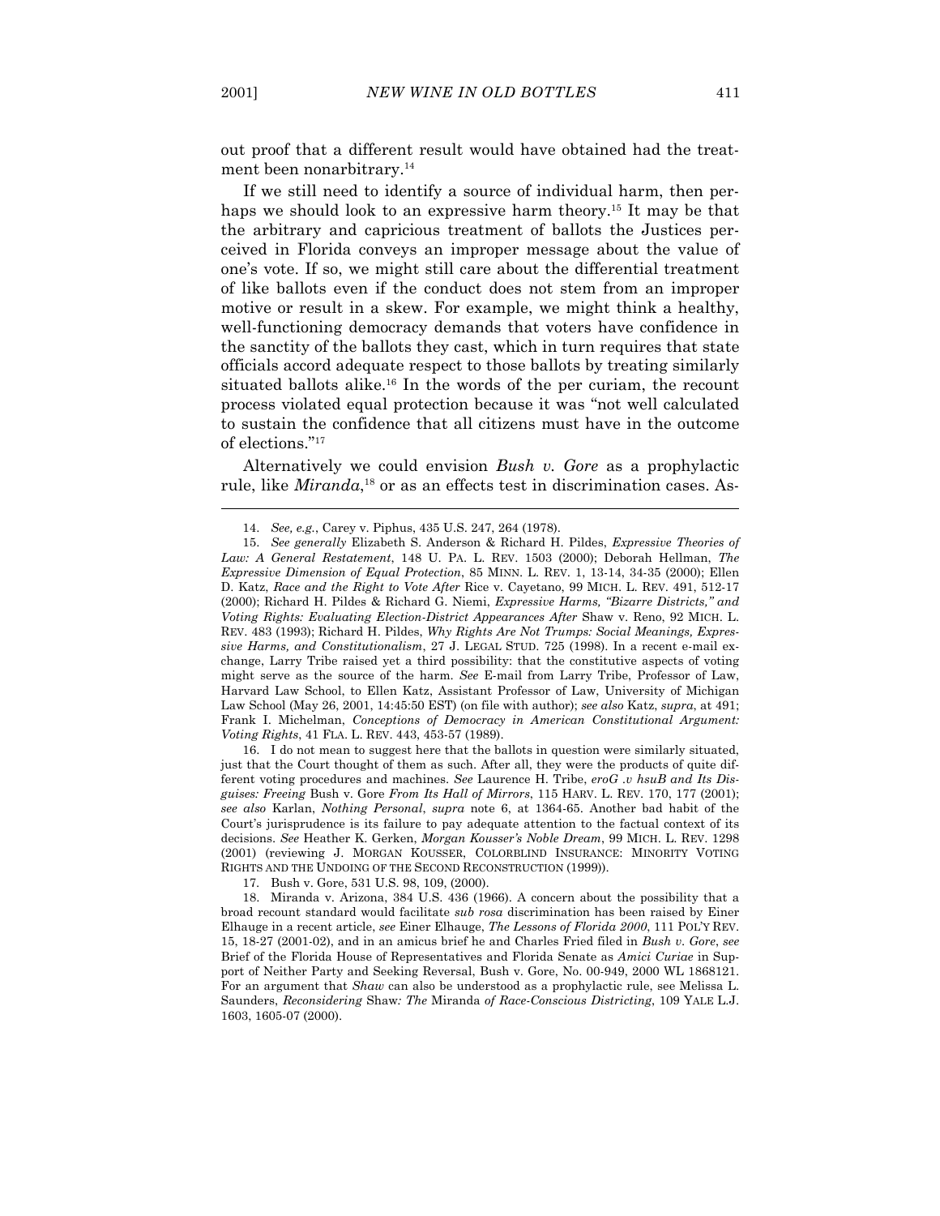out proof that a different result would have obtained had the treatment been nonarbitrary.[14]

If we still need to identify a source of individual harm, then perhaps we should look to an expressive harm theory.[15] It may be that the arbitrary and capricious treatment of ballots the Justices perceived in Florida conveys an improper message about the value of one's vote. If so, we might still care about the differential treatment of like ballots even if the conduct does not stem from an improper motive or result in a skew. For example, we might think a healthy, well-functioning democracy demands that voters have confidence in the sanctity of the ballots they cast, which in turn requires that state officials accord adequate respect to those ballots by treating similarly situated ballots alike.[16] In the words of the per curiam, the recount process violated equal protection because it was "not well calculated to sustain the confidence that all citizens must have in the outcome of elections."[17]

Alternatively we could envision *Bush v. Gore* as a prophylactic rule, like *Miranda*,[18] or as an effects test in discrimination cases. As-

---

14. *See, e.g.*, Carey v. Piphus, 435 U.S. 247, 264 (1978).

15. *See generally* Elizabeth S. Anderson & Richard H. Pildes, *Expressive Theories of Law: A General Restatement*, 148 U. PA. L. REV. 1503 (2000); Deborah Hellman, *The Expressive Dimension of Equal Protection*, 85 MINN. L. REV. 1, 13-14, 34-35 (2000); Ellen D. Katz, *Race and the Right to Vote After* Rice v. Cayetano, 99 MICH. L. REV. 491, 512-17 (2000); Richard H. Pildes & Richard G. Niemi, *Expressive Harms, "Bizarre Districts," and Voting Rights: Evaluating Election-District Appearances After* Shaw v. Reno, 92 MICH. L. REV. 483 (1993); Richard H. Pildes, *Why Rights Are Not Trumps: Social Meanings, Expressive Harms, and Constitutionalism*, 27 J. LEGAL STUD. 725 (1998). In a recent e-mail exchange, Larry Tribe raised yet a third possibility: that the constitutive aspects of voting might serve as the source of the harm. *See* E-mail from Larry Tribe, Professor of Law, Harvard Law School, to Ellen Katz, Assistant Professor of Law, University of Michigan Law School (May 26, 2001, 14:45:50 EST) (on file with author); *see also* Katz, *supra*, at 491; Frank I. Michelman, *Conceptions of Democracy in American Constitutional Argument: Voting Rights*, 41 FLA. L. REV. 443, 453-57 (1989).

16. I do not mean to suggest here that the ballots in question were similarly situated, just that the Court thought of them as such. After all, they were the products of quite different voting procedures and machines. *See* Laurence H. Tribe, *eroG .v hsuB and Its Disguises: Freeing* Bush v. Gore *From Its Hall of Mirrors*, 115 HARV. L. REV. 170, 177 (2001); *see also* Karlan, *Nothing Personal*, *supra* note 6, at 1364-65. Another bad habit of the Court's jurisprudence is its failure to pay adequate attention to the factual context of its decisions. *See* Heather K. Gerken, *Morgan Kousser's Noble Dream*, 99 MICH. L. REV. 1298 (2001) (reviewing J. MORGAN KOUSSER, COLORBLIND INSURANCE: MINORITY VOTING RIGHTS AND THE UNDOING OF THE SECOND RECONSTRUCTION (1999)).

17. Bush v. Gore, 531 U.S. 98, 109, (2000).

18. Miranda v. Arizona, 384 U.S. 436 (1966). A concern about the possibility that a broad recount standard would facilitate *sub rosa* discrimination has been raised by Einer Elhauge in a recent article, *see* Einer Elhauge, *The Lessons of Florida 2000*, 111 POL'Y REV. 15, 18-27 (2001-02), and in an amicus brief he and Charles Fried filed in *Bush v. Gore*, *see* Brief of the Florida House of Representatives and Florida Senate as *Amici Curiae* in Support of Neither Party and Seeking Reversal, Bush v. Gore, No. 00-949, 2000 WL 1868121. For an argument that *Shaw* can also be understood as a prophylactic rule, see Melissa L. Saunders, *Reconsidering* Shaw*: The* Miranda *of Race-Conscious Districting*, 109 YALE L.J. 1603, 1605-07 (2000).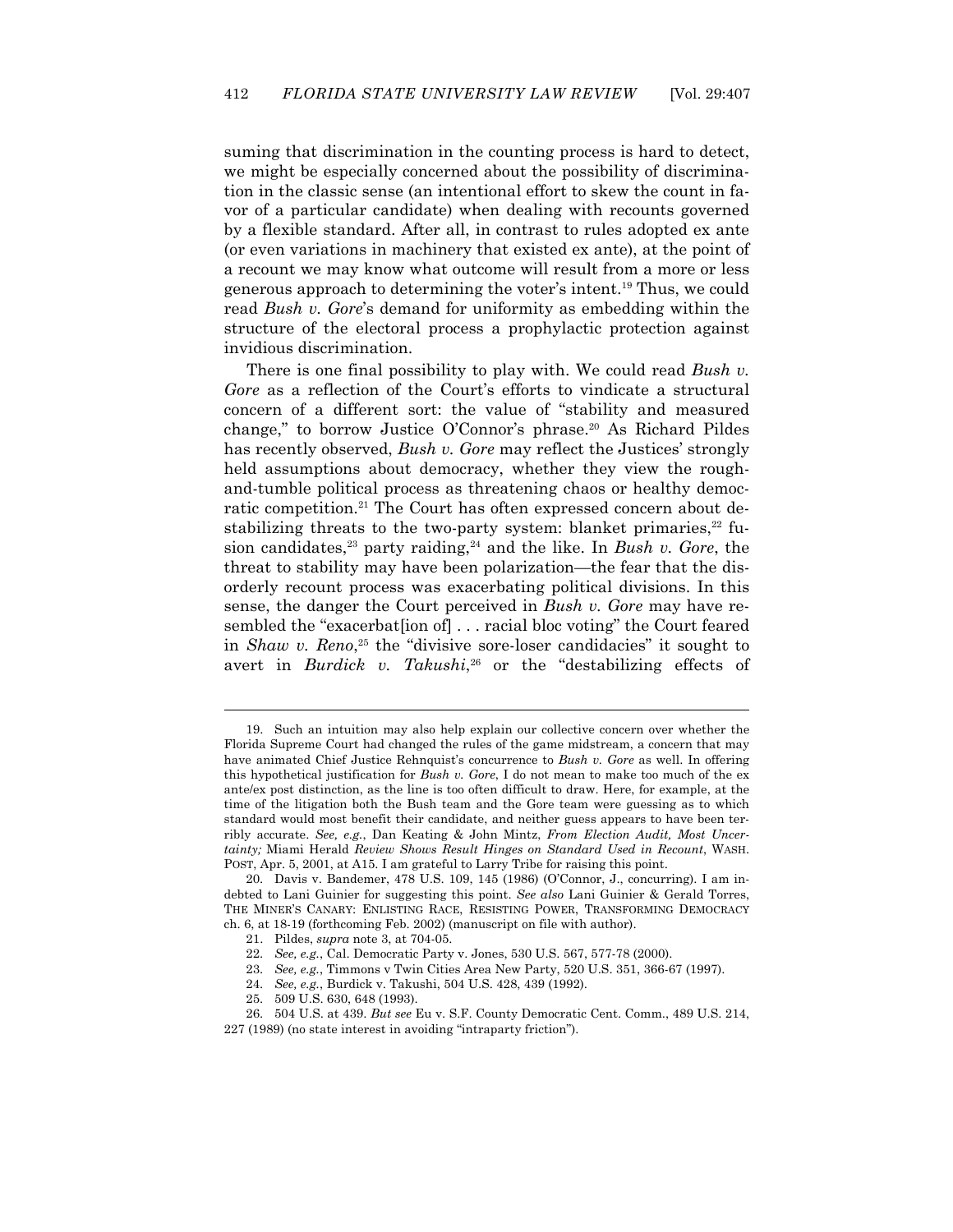suming that discrimination in the counting process is hard to detect, we might be especially concerned about the possibility of discrimination in the classic sense (an intentional effort to skew the count in favor of a particular candidate) when dealing with recounts governed by a flexible standard. After all, in contrast to rules adopted ex ante (or even variations in machinery that existed ex ante), at the point of a recount we may know what outcome will result from a more or less generous approach to determining the voter's intent.[19] Thus, we could read *Bush v. Gore*'s demand for uniformity as embedding within the structure of the electoral process a prophylactic protection against invidious discrimination.

There is one final possibility to play with. We could read *Bush v. Gore* as a reflection of the Court's efforts to vindicate a structural concern of a different sort: the value of "stability and measured change," to borrow Justice O'Connor's phrase.[20] As Richard Pildes has recently observed, *Bush v. Gore* may reflect the Justices' strongly held assumptions about democracy, whether they view the rough-and-tumble political process as threatening chaos or healthy democratic competition.[21] The Court has often expressed concern about destabilizing threats to the two-party system: blanket primaries,[22] fusion candidates,[23] party raiding,[24] and the like. In *Bush v. Gore*, the threat to stability may have been polarization—the fear that the disorderly recount process was exacerbating political divisions. In this sense, the danger the Court perceived in *Bush v. Gore* may have resembled the "exacerbat[ion of] . . . racial bloc voting" the Court feared in *Shaw v. Reno*,[25] the "divisive sore-loser candidacies" it sought to avert in *Burdick v. Takushi*,[26] or the "destabilizing effects of

---

19. Such an intuition may also help explain our collective concern over whether the Florida Supreme Court had changed the rules of the game midstream, a concern that may have animated Chief Justice Rehnquist's concurrence to *Bush v. Gore* as well. In offering this hypothetical justification for *Bush v. Gore*, I do not mean to make too much of the ex ante/ex post distinction, as the line is too often difficult to draw. Here, for example, at the time of the litigation both the Bush team and the Gore team were guessing as to which standard would most benefit their candidate, and neither guess appears to have been terribly accurate. *See, e.g.*, Dan Keating & John Mintz, *From Election Audit, Most Uncertainty;* Miami Herald *Review Shows Result Hinges on Standard Used in Recount*, WASH. POST, Apr. 5, 2001, at A15. I am grateful to Larry Tribe for raising this point.

20. Davis v. Bandemer, 478 U.S. 109, 145 (1986) (O'Connor, J., concurring). I am indebted to Lani Guinier for suggesting this point. *See also* Lani Guinier & Gerald Torres, THE MINER'S CANARY: ENLISTING RACE, RESISTING POWER, TRANSFORMING DEMOCRACY ch. 6, at 18-19 (forthcoming Feb. 2002) (manuscript on file with author).

21. Pildes, *supra* note 3, at 704-05.

22. *See, e.g.*, Cal. Democratic Party v. Jones, 530 U.S. 567, 577-78 (2000).

23. *See, e.g.*, Timmons v Twin Cities Area New Party, 520 U.S. 351, 366-67 (1997).

24. *See, e.g.*, Burdick v. Takushi, 504 U.S. 428, 439 (1992).

25. 509 U.S. 630, 648 (1993).

26. 504 U.S. at 439. *But see* Eu v. S.F. County Democratic Cent. Comm., 489 U.S. 214, 227 (1989) (no state interest in avoiding "intraparty friction").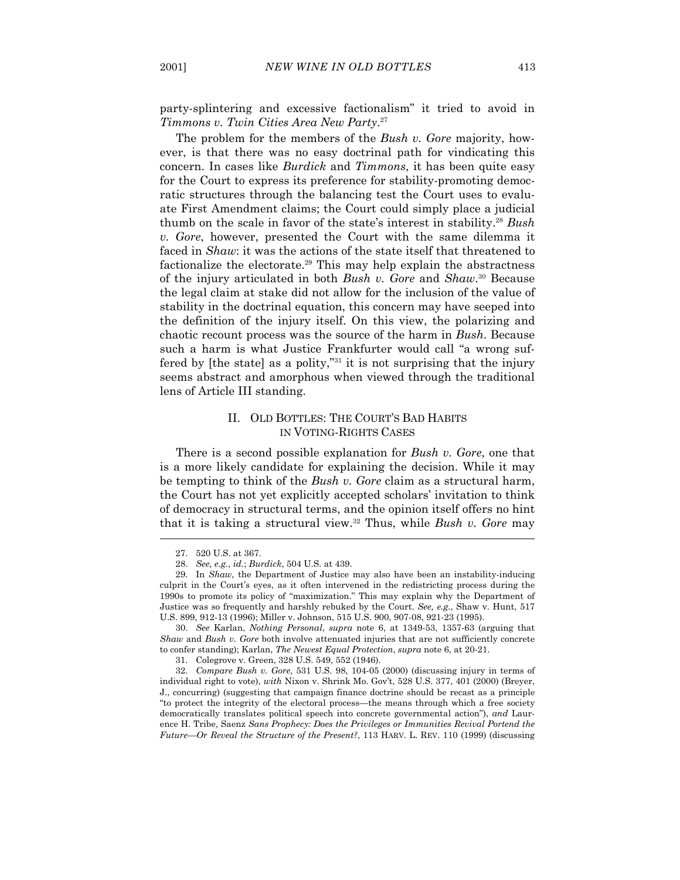party-splintering and excessive factionalism" it tried to avoid in *Timmons v. Twin Cities Area New Party*.[27]

The problem for the members of the *Bush v. Gore* majority, however, is that there was no easy doctrinal path for vindicating this concern. In cases like *Burdick* and *Timmons*, it has been quite easy for the Court to express its preference for stability-promoting democratic structures through the balancing test the Court uses to evaluate First Amendment claims; the Court could simply place a judicial thumb on the scale in favor of the state's interest in stability.[28] *Bush v. Gore*, however, presented the Court with the same dilemma it faced in *Shaw*: it was the actions of the state itself that threatened to factionalize the electorate.[29] This may help explain the abstractness of the injury articulated in both *Bush v. Gore* and *Shaw*.[30] Because the legal claim at stake did not allow for the inclusion of the value of stability in the doctrinal equation, this concern may have seeped into the definition of the injury itself. On this view, the polarizing and chaotic recount process was the source of the harm in *Bush*. Because such a harm is what Justice Frankfurter would call "a wrong suffered by [the state] as a polity,"[31] it is not surprising that the injury seems abstract and amorphous when viewed through the traditional lens of Article III standing.

## II. OLD BOTTLES: THE COURT'S BAD HABITS IN VOTING-RIGHTS CASES

There is a second possible explanation for *Bush v. Gore*, one that is a more likely candidate for explaining the decision. While it may be tempting to think of the *Bush v. Gore* claim as a structural harm, the Court has not yet explicitly accepted scholars' invitation to think of democracy in structural terms, and the opinion itself offers no hint that it is taking a structural view.[32] Thus, while *Bush v. Gore* may

---

27. 520 U.S. at 367.

28. *See, e.g.*, *id.*; *Burdick*, 504 U.S. at 439.

29. In *Shaw*, the Department of Justice may also have been an instability-inducing culprit in the Court's eyes, as it often intervened in the redistricting process during the 1990s to promote its policy of "maximization." This may explain why the Department of Justice was so frequently and harshly rebuked by the Court. *See, e.g.*, Shaw v. Hunt, 517 U.S. 899, 912-13 (1996); Miller v. Johnson, 515 U.S. 900, 907-08, 921-23 (1995).

30. *See* Karlan, *Nothing Personal*, *supra* note 6, at 1349-53, 1357-63 (arguing that *Shaw* and *Bush v. Gore* both involve attenuated injuries that are not sufficiently concrete to confer standing); Karlan, *The Newest Equal Protection*, *supra* note 6, at 20-21.

31. Colegrove v. Green, 328 U.S. 549, 552 (1946).

32. *Compare Bush v. Gore*, 531 U.S. 98, 104-05 (2000) (discussing injury in terms of individual right to vote), *with* Nixon v. Shrink Mo. Gov't, 528 U.S. 377, 401 (2000) (Breyer, J., concurring) (suggesting that campaign finance doctrine should be recast as a principle "to protect the integrity of the electoral process—the means through which a free society democratically translates political speech into concrete governmental action"), *and* Laurence H. Tribe, Saenz *Sans Prophecy: Does the Privileges or Immunities Revival Portend the Future—Or Reveal the Structure of the Present?*, 113 HARV. L. REV. 110 (1999) (discussing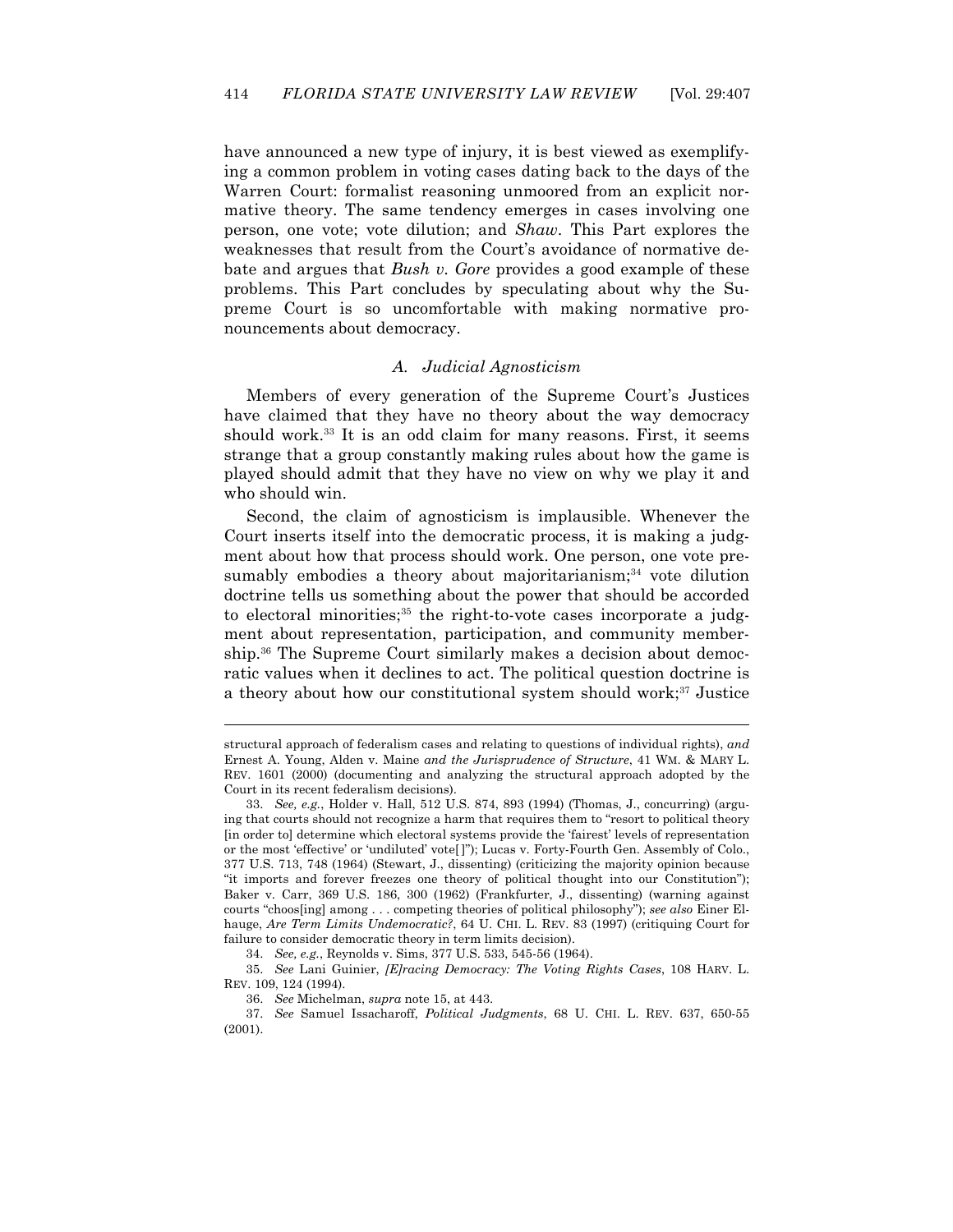have announced a new type of injury, it is best viewed as exemplifying a common problem in voting cases dating back to the days of the Warren Court: formalist reasoning unmoored from an explicit normative theory. The same tendency emerges in cases involving one person, one vote; vote dilution; and *Shaw*. This Part explores the weaknesses that result from the Court's avoidance of normative debate and argues that *Bush v. Gore* provides a good example of these problems. This Part concludes by speculating about why the Supreme Court is so uncomfortable with making normative pronouncements about democracy.

### *A. Judicial Agnosticism*

Members of every generation of the Supreme Court's Justices have claimed that they have no theory about the way democracy should work.[33] It is an odd claim for many reasons. First, it seems strange that a group constantly making rules about how the game is played should admit that they have no view on why we play it and who should win.

Second, the claim of agnosticism is implausible. Whenever the Court inserts itself into the democratic process, it is making a judgment about how that process should work. One person, one vote presumably embodies a theory about majoritarianism;[34] vote dilution doctrine tells us something about the power that should be accorded to electoral minorities;[35] the right-to-vote cases incorporate a judgment about representation, participation, and community membership.[36] The Supreme Court similarly makes a decision about democratic values when it declines to act. The political question doctrine is a theory about how our constitutional system should work;[37] Justice

---

structural approach of federalism cases and relating to questions of individual rights), *and* Ernest A. Young, Alden v. Maine *and the Jurisprudence of Structure*, 41 WM. & MARY L. REV. 1601 (2000) (documenting and analyzing the structural approach adopted by the Court in its recent federalism decisions).

33. *See, e.g.*, Holder v. Hall, 512 U.S. 874, 893 (1994) (Thomas, J., concurring) (arguing that courts should not recognize a harm that requires them to "resort to political theory [in order to] determine which electoral systems provide the 'fairest' levels of representation or the most 'effective' or 'undiluted' vote[ ]"); Lucas v. Forty-Fourth Gen. Assembly of Colo., 377 U.S. 713, 748 (1964) (Stewart, J., dissenting) (criticizing the majority opinion because "it imports and forever freezes one theory of political thought into our Constitution"); Baker v. Carr, 369 U.S. 186, 300 (1962) (Frankfurter, J., dissenting) (warning against courts "choos[ing] among . . . competing theories of political philosophy"); *see also* Einer Elhauge, *Are Term Limits Undemocratic?*, 64 U. CHI. L. REV. 83 (1997) (critiquing Court for failure to consider democratic theory in term limits decision).

34. *See, e.g.*, Reynolds v. Sims, 377 U.S. 533, 545-56 (1964).

35. *See* Lani Guinier, *[E]racing Democracy: The Voting Rights Cases*, 108 HARV. L. REV. 109, 124 (1994).

36. *See* Michelman, *supra* note 15, at 443.

37. *See* Samuel Issacharoff, *Political Judgments*, 68 U. CHI. L. REV. 637, 650-55 (2001).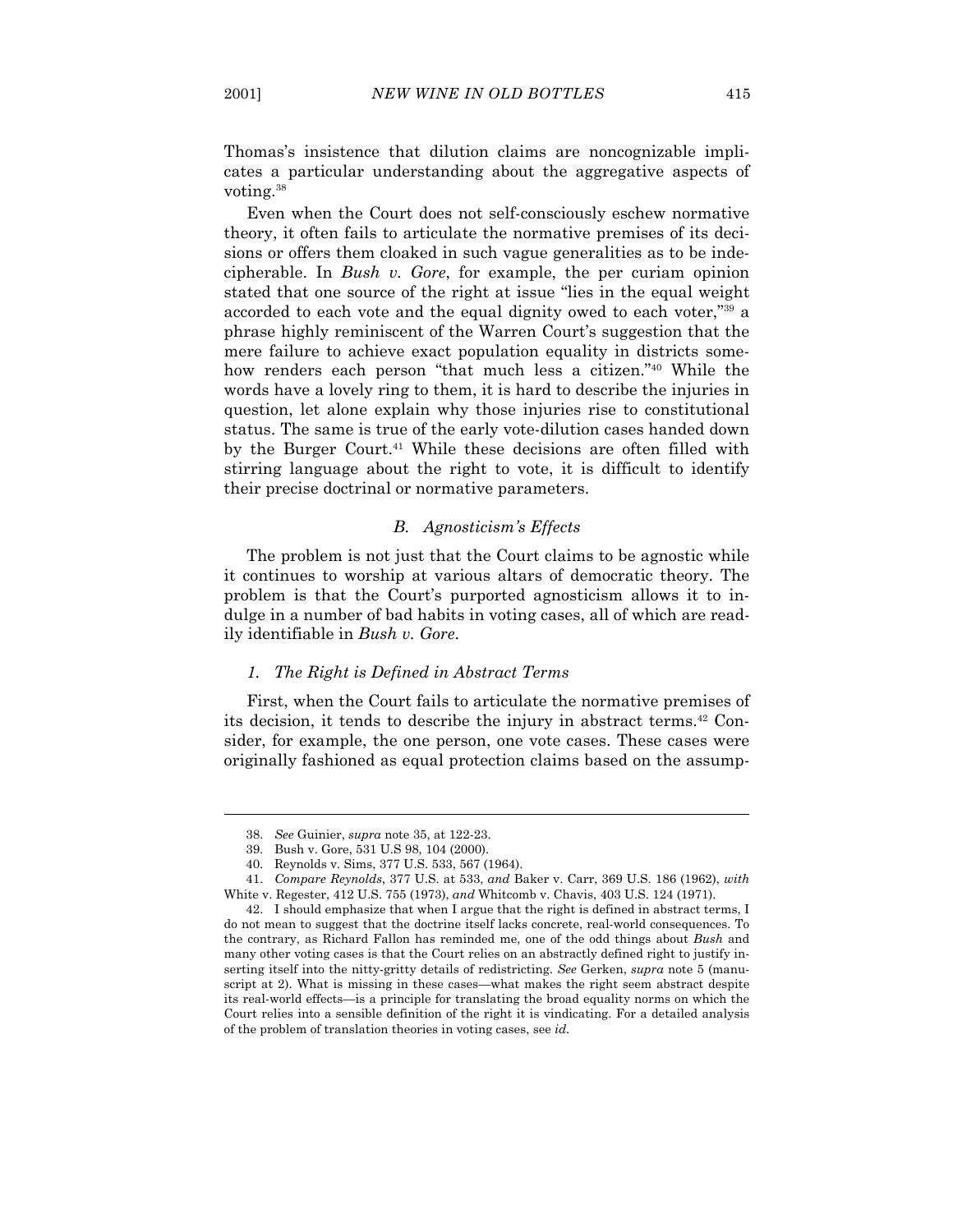Thomas's insistence that dilution claims are noncognizable implicates a particular understanding about the aggregative aspects of voting.[38]

Even when the Court does not self-consciously eschew normative theory, it often fails to articulate the normative premises of its decisions or offers them cloaked in such vague generalities as to be indecipherable. In *Bush v. Gore*, for example, the per curiam opinion stated that one source of the right at issue "lies in the equal weight accorded to each vote and the equal dignity owed to each voter,"[39] a phrase highly reminiscent of the Warren Court's suggestion that the mere failure to achieve exact population equality in districts somehow renders each person "that much less a citizen."[40] While the words have a lovely ring to them, it is hard to describe the injuries in question, let alone explain why those injuries rise to constitutional status. The same is true of the early vote-dilution cases handed down by the Burger Court.[41] While these decisions are often filled with stirring language about the right to vote, it is difficult to identify their precise doctrinal or normative parameters.

### *B. Agnosticism's Effects*

The problem is not just that the Court claims to be agnostic while it continues to worship at various altars of democratic theory. The problem is that the Court's purported agnosticism allows it to indulge in a number of bad habits in voting cases, all of which are readily identifiable in *Bush v. Gore*.

#### *1. The Right is Defined in Abstract Terms*

First, when the Court fails to articulate the normative premises of its decision, it tends to describe the injury in abstract terms.[42] Consider, for example, the one person, one vote cases. These cases were originally fashioned as equal protection claims based on the assump-

---

38. *See* Guinier, *supra* note 35, at 122-23.

39. Bush v. Gore, 531 U.S 98, 104 (2000).

40. Reynolds v. Sims, 377 U.S. 533, 567 (1964).

41. *Compare Reynolds*, 377 U.S. at 533, *and* Baker v. Carr, 369 U.S. 186 (1962), *with* White v. Regester, 412 U.S. 755 (1973), *and* Whitcomb v. Chavis, 403 U.S. 124 (1971).

42. I should emphasize that when I argue that the right is defined in abstract terms, I do not mean to suggest that the doctrine itself lacks concrete, real-world consequences. To the contrary, as Richard Fallon has reminded me, one of the odd things about *Bush* and many other voting cases is that the Court relies on an abstractly defined right to justify inserting itself into the nitty-gritty details of redistricting. *See* Gerken, *supra* note 5 (manuscript at 2). What is missing in these cases—what makes the right seem abstract despite its real-world effects—is a principle for translating the broad equality norms on which the Court relies into a sensible definition of the right it is vindicating. For a detailed analysis of the problem of translation theories in voting cases, see *id.*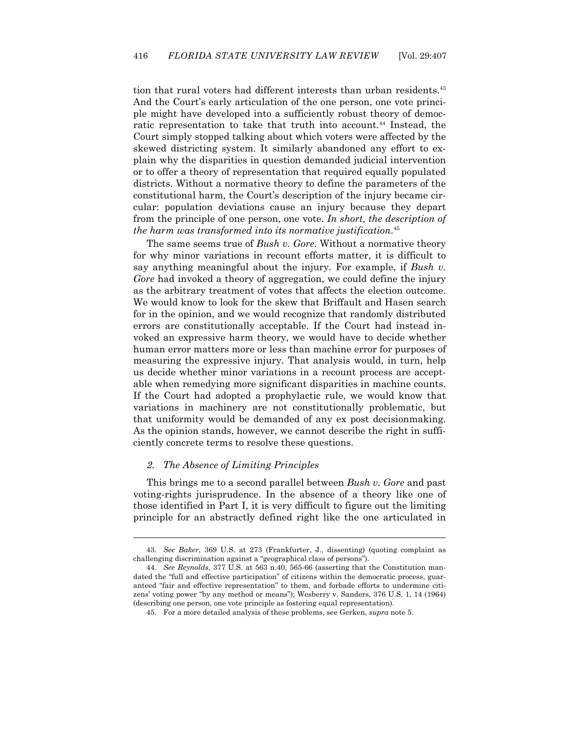tion that rural voters had different interests than urban residents.[43] And the Court's early articulation of the one person, one vote principle might have developed into a sufficiently robust theory of democratic representation to take that truth into account.[44] Instead, the Court simply stopped talking about which voters were affected by the skewed districting system. It similarly abandoned any effort to explain why the disparities in question demanded judicial intervention or to offer a theory of representation that required equally populated districts. Without a normative theory to define the parameters of the constitutional harm, the Court's description of the injury became circular: population deviations cause an injury because they depart from the principle of one person, one vote. *In short, the description of the harm was transformed into its normative justification.*[45]

The same seems true of *Bush v. Gore*. Without a normative theory for why minor variations in recount efforts matter, it is difficult to say anything meaningful about the injury. For example, if *Bush v. Gore* had invoked a theory of aggregation, we could define the injury as the arbitrary treatment of votes that affects the election outcome. We would know to look for the skew that Briffault and Hasen search for in the opinion, and we would recognize that randomly distributed errors are constitutionally acceptable. If the Court had instead invoked an expressive harm theory, we would have to decide whether human error matters more or less than machine error for purposes of measuring the expressive injury. That analysis would, in turn, help us decide whether minor variations in a recount process are acceptable when remedying more significant disparities in machine counts. If the Court had adopted a prophylactic rule, we would know that variations in machinery are not constitutionally problematic, but that uniformity would be demanded of any ex post decisionmaking. As the opinion stands, however, we cannot describe the right in sufficiently concrete terms to resolve these questions.

### 2. *The Absence of Limiting Principles*

This brings me to a second parallel between *Bush v. Gore* and past voting-rights jurisprudence. In the absence of a theory like one of those identified in Part I, it is very difficult to figure out the limiting principle for an abstractly defined right like the one articulated in

---

43. *See Baker*, 369 U.S. at 273 (Frankfurter, J., dissenting) (quoting complaint as challenging discrimination against a "geographical class of persons").

44. *See Reynolds*, 377 U.S. at 563 n.40, 565-66 (asserting that the Constitution mandated the "full and effective participation" of citizens within the democratic process, guaranteed "fair and effective representation" to them, and forbade efforts to undermine citizens' voting power "by any method or means"); Wesberry v. Sanders, 376 U.S. 1, 14 (1964) (describing one person, one vote principle as fostering equal representation).

45. For a more detailed analysis of these problems, see Gerken, *supra* note 5.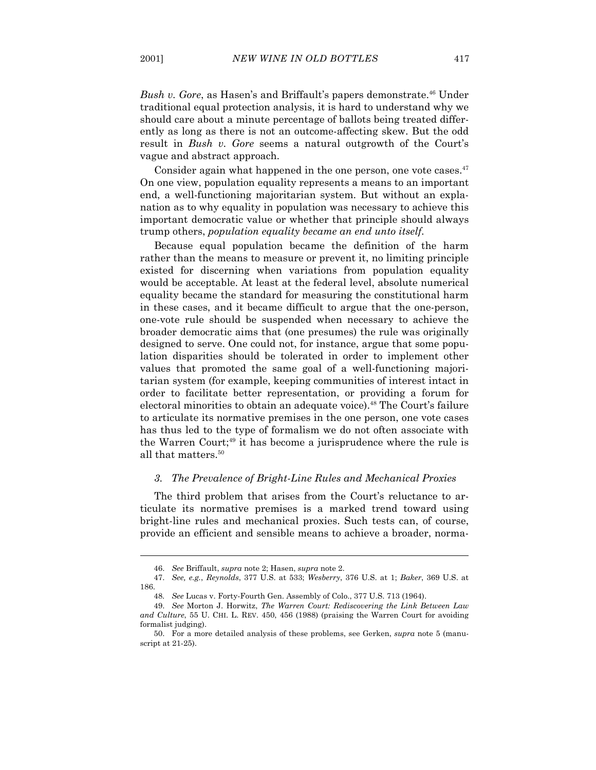*Bush v. Gore*, as Hasen's and Briffault's papers demonstrate.[46] Under traditional equal protection analysis, it is hard to understand why we should care about a minute percentage of ballots being treated differently as long as there is not an outcome-affecting skew. But the odd result in *Bush v. Gore* seems a natural outgrowth of the Court's vague and abstract approach.

Consider again what happened in the one person, one vote cases.[47] On one view, population equality represents a means to an important end, a well-functioning majoritarian system. But without an explanation as to why equality in population was necessary to achieve this important democratic value or whether that principle should always trump others, *population equality became an end unto itself*.

Because equal population became the definition of the harm rather than the means to measure or prevent it, no limiting principle existed for discerning when variations from population equality would be acceptable. At least at the federal level, absolute numerical equality became the standard for measuring the constitutional harm in these cases, and it became difficult to argue that the one-person, one-vote rule should be suspended when necessary to achieve the broader democratic aims that (one presumes) the rule was originally designed to serve. One could not, for instance, argue that some population disparities should be tolerated in order to implement other values that promoted the same goal of a well-functioning majoritarian system (for example, keeping communities of interest intact in order to facilitate better representation, or providing a forum for electoral minorities to obtain an adequate voice).[48] The Court's failure to articulate its normative premises in the one person, one vote cases has thus led to the type of formalism we do not often associate with the Warren Court;[49] it has become a jurisprudence where the rule is all that matters.[50]

### *3. The Prevalence of Bright-Line Rules and Mechanical Proxies*

The third problem that arises from the Court's reluctance to articulate its normative premises is a marked trend toward using bright-line rules and mechanical proxies. Such tests can, of course, provide an efficient and sensible means to achieve a broader, norma-

---

46. *See* Briffault, *supra* note 2; Hasen, *supra* note 2.

47. *See, e.g.*, *Reynolds*, 377 U.S. at 533; *Wesberry*, 376 U.S. at 1; *Baker*, 369 U.S. at 186.

48. *See* Lucas v. Forty-Fourth Gen. Assembly of Colo., 377 U.S. 713 (1964).

49. *See* Morton J. Horwitz, *The Warren Court: Rediscovering the Link Between Law and Culture*, 55 U. CHI. L. REV. 450, 456 (1988) (praising the Warren Court for avoiding formalist judging).

50. For a more detailed analysis of these problems, see Gerken, *supra* note 5 (manuscript at 21-25).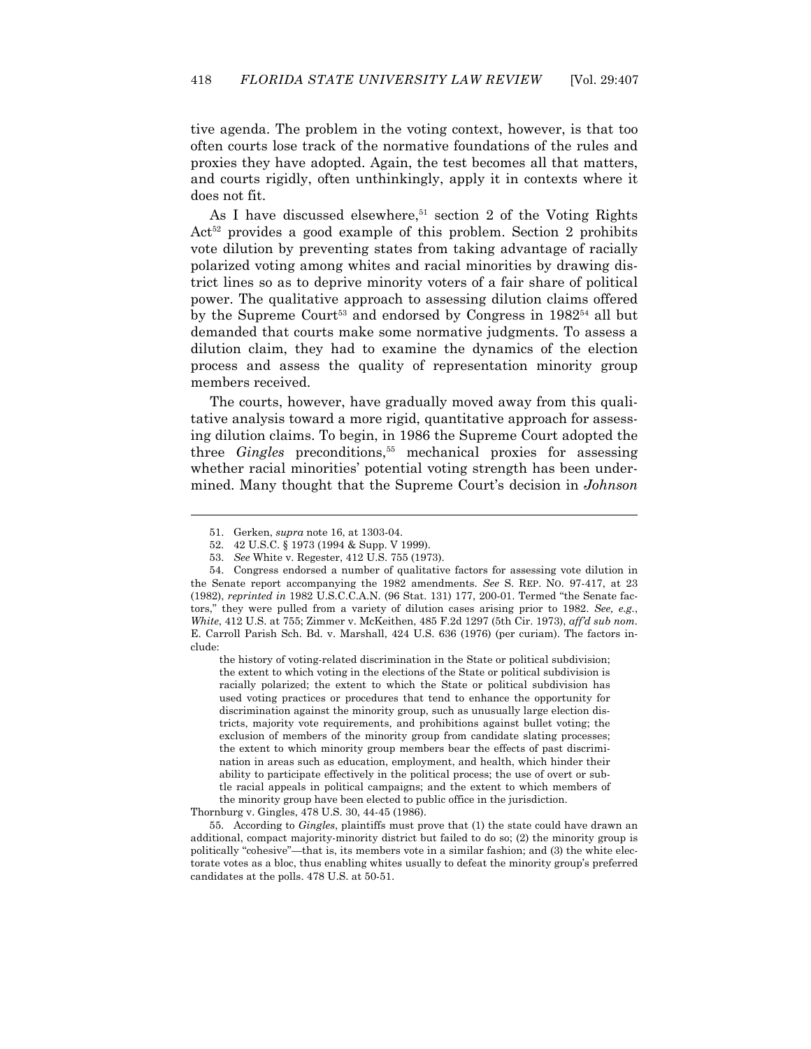tive agenda. The problem in the voting context, however, is that too often courts lose track of the normative foundations of the rules and proxies they have adopted. Again, the test becomes all that matters, and courts rigidly, often unthinkingly, apply it in contexts where it does not fit.

As I have discussed elsewhere,[51] section 2 of the Voting Rights Act[52] provides a good example of this problem. Section 2 prohibits vote dilution by preventing states from taking advantage of racially polarized voting among whites and racial minorities by drawing district lines so as to deprive minority voters of a fair share of political power. The qualitative approach to assessing dilution claims offered by the Supreme Court[53] and endorsed by Congress in 1982[54] all but demanded that courts make some normative judgments. To assess a dilution claim, they had to examine the dynamics of the election process and assess the quality of representation minority group members received.

The courts, however, have gradually moved away from this qualitative analysis toward a more rigid, quantitative approach for assessing dilution claims. To begin, in 1986 the Supreme Court adopted the three *Gingles* preconditions,[55] mechanical proxies for assessing whether racial minorities' potential voting strength has been undermined. Many thought that the Supreme Court's decision in *Johnson*

---

51. Gerken, *supra* note 16, at 1303-04.

52. 42 U.S.C. § 1973 (1994 & Supp. V 1999).

53. *See* White v. Regester, 412 U.S. 755 (1973).

54. Congress endorsed a number of qualitative factors for assessing vote dilution in the Senate report accompanying the 1982 amendments. *See* S. REP. NO. 97-417, at 23 (1982), *reprinted in* 1982 U.S.C.C.A.N. (96 Stat. 131) 177, 200-01. Termed "the Senate factors," they were pulled from a variety of dilution cases arising prior to 1982. *See, e.g.*, *White*, 412 U.S. at 755; Zimmer v. McKeithen, 485 F.2d 1297 (5th Cir. 1973), *aff'd sub nom*. E. Carroll Parish Sch. Bd. v. Marshall, 424 U.S. 636 (1976) (per curiam). The factors include:

> the history of voting-related discrimination in the State or political subdivision; the extent to which voting in the elections of the State or political subdivision is racially polarized; the extent to which the State or political subdivision has used voting practices or procedures that tend to enhance the opportunity for discrimination against the minority group, such as unusually large election districts, majority vote requirements, and prohibitions against bullet voting; the exclusion of members of the minority group from candidate slating processes; the extent to which minority group members bear the effects of past discrimination in areas such as education, employment, and health, which hinder their ability to participate effectively in the political process; the use of overt or subtle racial appeals in political campaigns; and the extent to which members of the minority group have been elected to public office in the jurisdiction.

Thornburg v. Gingles, 478 U.S. 30, 44-45 (1986).

55. According to *Gingles*, plaintiffs must prove that (1) the state could have drawn an additional, compact majority-minority district but failed to do so; (2) the minority group is politically "cohesive"—that is, its members vote in a similar fashion; and (3) the white electorate votes as a bloc, thus enabling whites usually to defeat the minority group's preferred candidates at the polls. 478 U.S. at 50-51.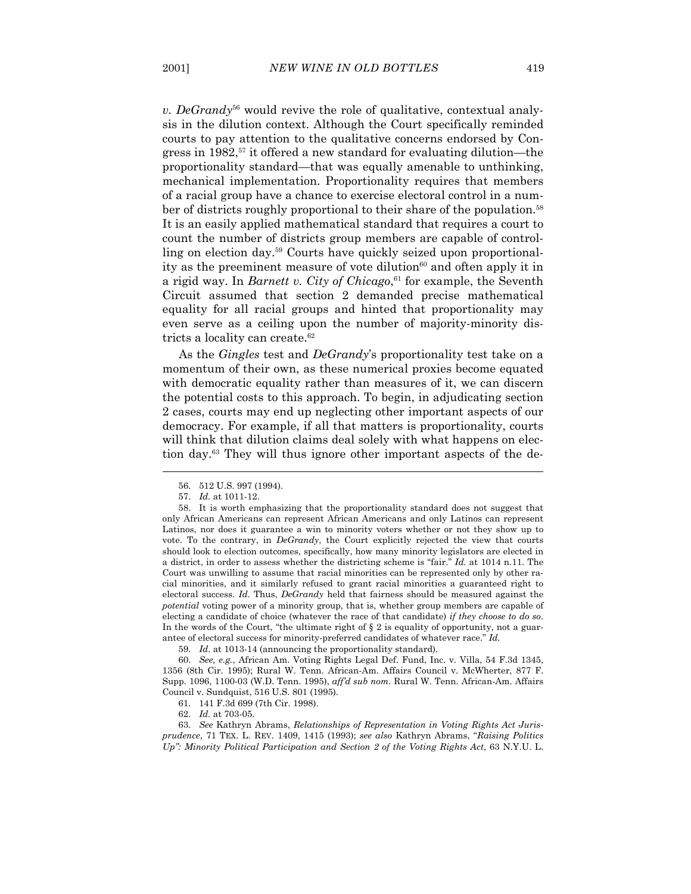*v. DeGrandy*[56] would revive the role of qualitative, contextual analysis in the dilution context. Although the Court specifically reminded courts to pay attention to the qualitative concerns endorsed by Congress in 1982,[57] it offered a new standard for evaluating dilution—the proportionality standard—that was equally amenable to unthinking, mechanical implementation. Proportionality requires that members of a racial group have a chance to exercise electoral control in a number of districts roughly proportional to their share of the population.[58] It is an easily applied mathematical standard that requires a court to count the number of districts group members are capable of controlling on election day.[59] Courts have quickly seized upon proportionality as the preeminent measure of vote dilution[60] and often apply it in a rigid way. In *Barnett v. City of Chicago*,[61] for example, the Seventh Circuit assumed that section 2 demanded precise mathematical equality for all racial groups and hinted that proportionality may even serve as a ceiling upon the number of majority-minority districts a locality can create.[62]

As the *Gingles* test and *DeGrandy*'s proportionality test take on a momentum of their own, as these numerical proxies become equated with democratic equality rather than measures of it, we can discern the potential costs to this approach. To begin, in adjudicating section 2 cases, courts may end up neglecting other important aspects of our democracy. For example, if all that matters is proportionality, courts will think that dilution claims deal solely with what happens on election day.[63] They will thus ignore other important aspects of the de-

---

56. 512 U.S. 997 (1994).

57. *Id.* at 1011-12.

58. It is worth emphasizing that the proportionality standard does not suggest that only African Americans can represent African Americans and only Latinos can represent Latinos, nor does it guarantee a win to minority voters whether or not they show up to vote. To the contrary, in *DeGrandy*, the Court explicitly rejected the view that courts should look to election outcomes, specifically, how many minority legislators are elected in a district, in order to assess whether the districting scheme is "fair." *Id.* at 1014 n.11. The Court was unwilling to assume that racial minorities can be represented only by other racial minorities, and it similarly refused to grant racial minorities a guaranteed right to electoral success. *Id.* Thus, *DeGrandy* held that fairness should be measured against the *potential* voting power of a minority group, that is, whether group members are capable of electing a candidate of choice (whatever the race of that candidate) *if they choose to do so*. In the words of the Court, "the ultimate right of § 2 is equality of opportunity, not a guarantee of electoral success for minority-preferred candidates of whatever race." *Id.*

59. *Id*. at 1013-14 (announcing the proportionality standard).

60. *See, e.g.*, African Am. Voting Rights Legal Def. Fund, Inc. v. Villa, 54 F.3d 1345, 1356 (8th Cir. 1995); Rural W. Tenn. African-Am. Affairs Council v. McWherter, 877 F. Supp. 1096, 1100-03 (W.D. Tenn. 1995), *aff'd sub nom*. Rural W. Tenn. African-Am. Affairs Council v. Sundquist, 516 U.S. 801 (1995).

61. 141 F.3d 699 (7th Cir. 1998).

62. *Id.* at 703-05.

63. *See* Kathryn Abrams, *Relationships of Representation in Voting Rights Act Jurisprudence*, 71 TEX. L. REV. 1409, 1415 (1993); *see also* Kathryn Abrams, "*Raising Politics Up": Minority Political Participation and Section 2 of the Voting Rights Act*, 63 N.Y.U. L.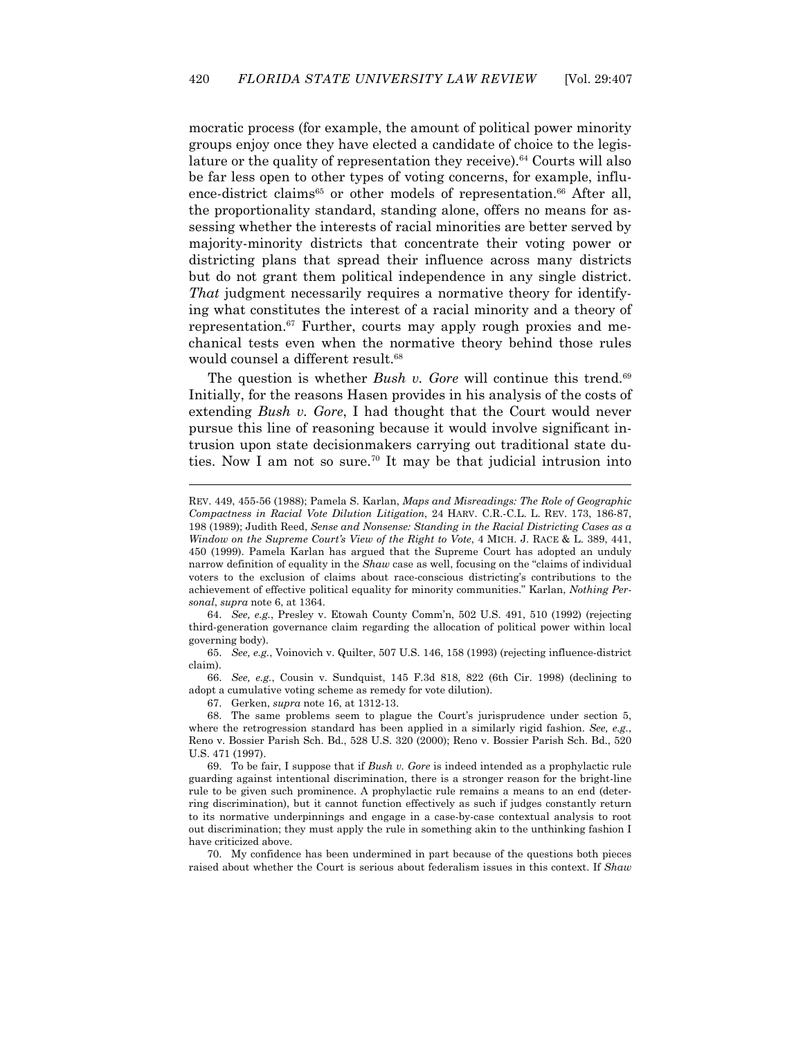mocratic process (for example, the amount of political power minority groups enjoy once they have elected a candidate of choice to the legislature or the quality of representation they receive).[64] Courts will also be far less open to other types of voting concerns, for example, influence-district claims[65] or other models of representation.[66] After all, the proportionality standard, standing alone, offers no means for assessing whether the interests of racial minorities are better served by majority-minority districts that concentrate their voting power or districting plans that spread their influence across many districts but do not grant them political independence in any single district. *That* judgment necessarily requires a normative theory for identifying what constitutes the interest of a racial minority and a theory of representation.[67] Further, courts may apply rough proxies and mechanical tests even when the normative theory behind those rules would counsel a different result.[68]

The question is whether *Bush v. Gore* will continue this trend.[69] Initially, for the reasons Hasen provides in his analysis of the costs of extending *Bush v. Gore*, I had thought that the Court would never pursue this line of reasoning because it would involve significant intrusion upon state decisionmakers carrying out traditional state duties. Now I am not so sure.[70] It may be that judicial intrusion into

---

REV. 449, 455-56 (1988); Pamela S. Karlan, *Maps and Misreadings: The Role of Geographic Compactness in Racial Vote Dilution Litigation*, 24 HARV. C.R.-C.L. L. REV. 173, 186-87, 198 (1989); Judith Reed, *Sense and Nonsense: Standing in the Racial Districting Cases as a Window on the Supreme Court's View of the Right to Vote*, 4 MICH. J. RACE & L. 389, 441, 450 (1999). Pamela Karlan has argued that the Supreme Court has adopted an unduly narrow definition of equality in the *Shaw* case as well, focusing on the "claims of individual voters to the exclusion of claims about race-conscious districting's contributions to the achievement of effective political equality for minority communities." Karlan, *Nothing Personal*, *supra* note 6, at 1364.

64. *See, e.g.*, Presley v. Etowah County Comm'n, 502 U.S. 491, 510 (1992) (rejecting third-generation governance claim regarding the allocation of political power within local governing body).

65. *See, e.g.*, Voinovich v. Quilter, 507 U.S. 146, 158 (1993) (rejecting influence-district claim).

66. *See, e.g.*, Cousin v. Sundquist, 145 F.3d 818, 822 (6th Cir. 1998) (declining to adopt a cumulative voting scheme as remedy for vote dilution).

67. Gerken, *supra* note 16, at 1312-13.

68. The same problems seem to plague the Court's jurisprudence under section 5, where the retrogression standard has been applied in a similarly rigid fashion. *See, e.g.*, Reno v. Bossier Parish Sch. Bd., 528 U.S. 320 (2000); Reno v. Bossier Parish Sch. Bd., 520 U.S. 471 (1997).

69. To be fair, I suppose that if *Bush v. Gore* is indeed intended as a prophylactic rule guarding against intentional discrimination, there is a stronger reason for the bright-line rule to be given such prominence. A prophylactic rule remains a means to an end (deterring discrimination), but it cannot function effectively as such if judges constantly return to its normative underpinnings and engage in a case-by-case contextual analysis to root out discrimination; they must apply the rule in something akin to the unthinking fashion I have criticized above.

70. My confidence has been undermined in part because of the questions both pieces raised about whether the Court is serious about federalism issues in this context. If *Shaw*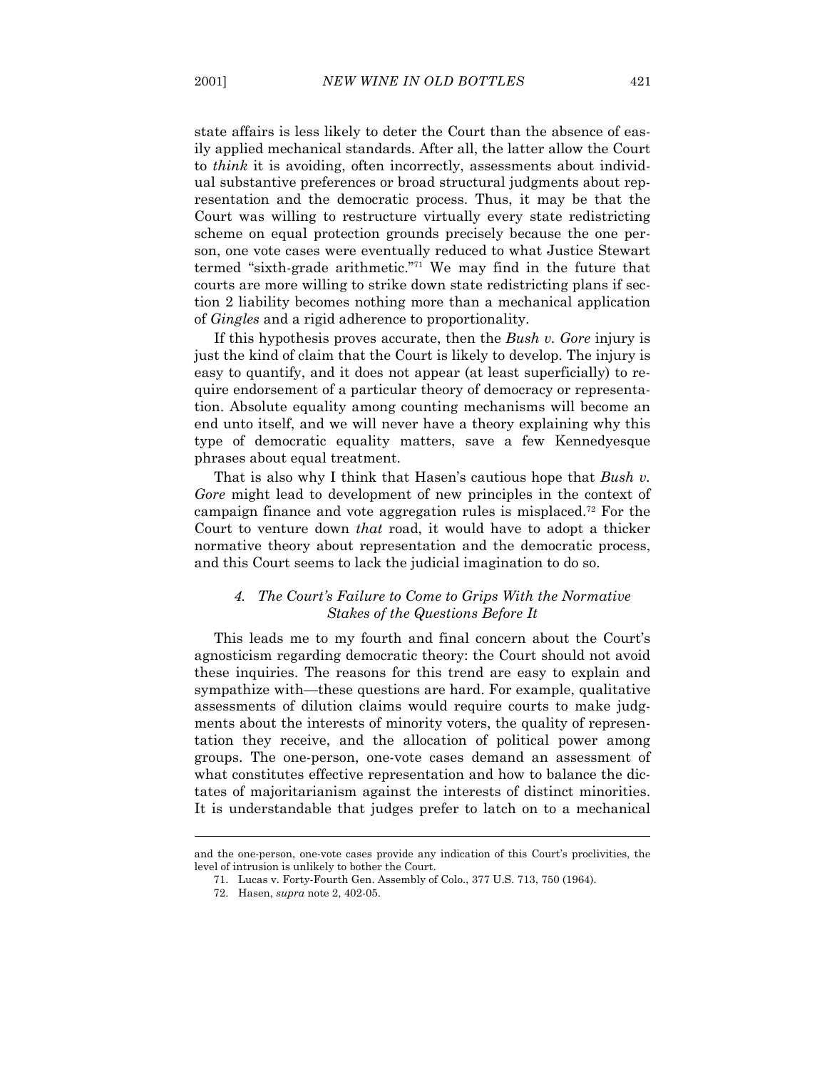state affairs is less likely to deter the Court than the absence of easily applied mechanical standards. After all, the latter allow the Court to *think* it is avoiding, often incorrectly, assessments about individual substantive preferences or broad structural judgments about representation and the democratic process. Thus, it may be that the Court was willing to restructure virtually every state redistricting scheme on equal protection grounds precisely because the one person, one vote cases were eventually reduced to what Justice Stewart termed "sixth-grade arithmetic."[71] We may find in the future that courts are more willing to strike down state redistricting plans if section 2 liability becomes nothing more than a mechanical application of *Gingles* and a rigid adherence to proportionality.

If this hypothesis proves accurate, then the *Bush v. Gore* injury is just the kind of claim that the Court is likely to develop. The injury is easy to quantify, and it does not appear (at least superficially) to require endorsement of a particular theory of democracy or representation. Absolute equality among counting mechanisms will become an end unto itself, and we will never have a theory explaining why this type of democratic equality matters, save a few Kennedyesque phrases about equal treatment.

That is also why I think that Hasen's cautious hope that *Bush v. Gore* might lead to development of new principles in the context of campaign finance and vote aggregation rules is misplaced.[72] For the Court to venture down *that* road, it would have to adopt a thicker normative theory about representation and the democratic process, and this Court seems to lack the judicial imagination to do so.

#### *4. The Court's Failure to Come to Grips With the Normative Stakes of the Questions Before It*

This leads me to my fourth and final concern about the Court's agnosticism regarding democratic theory: the Court should not avoid these inquiries. The reasons for this trend are easy to explain and sympathize with—these questions are hard. For example, qualitative assessments of dilution claims would require courts to make judgments about the interests of minority voters, the quality of representation they receive, and the allocation of political power among groups. The one-person, one-vote cases demand an assessment of what constitutes effective representation and how to balance the dictates of majoritarianism against the interests of distinct minorities. It is understandable that judges prefer to latch on to a mechanical

---

and the one-person, one-vote cases provide any indication of this Court's proclivities, the level of intrusion is unlikely to bother the Court.

71. Lucas v. Forty-Fourth Gen. Assembly of Colo., 377 U.S. 713, 750 (1964).

72. Hasen, *supra* note 2, 402-05.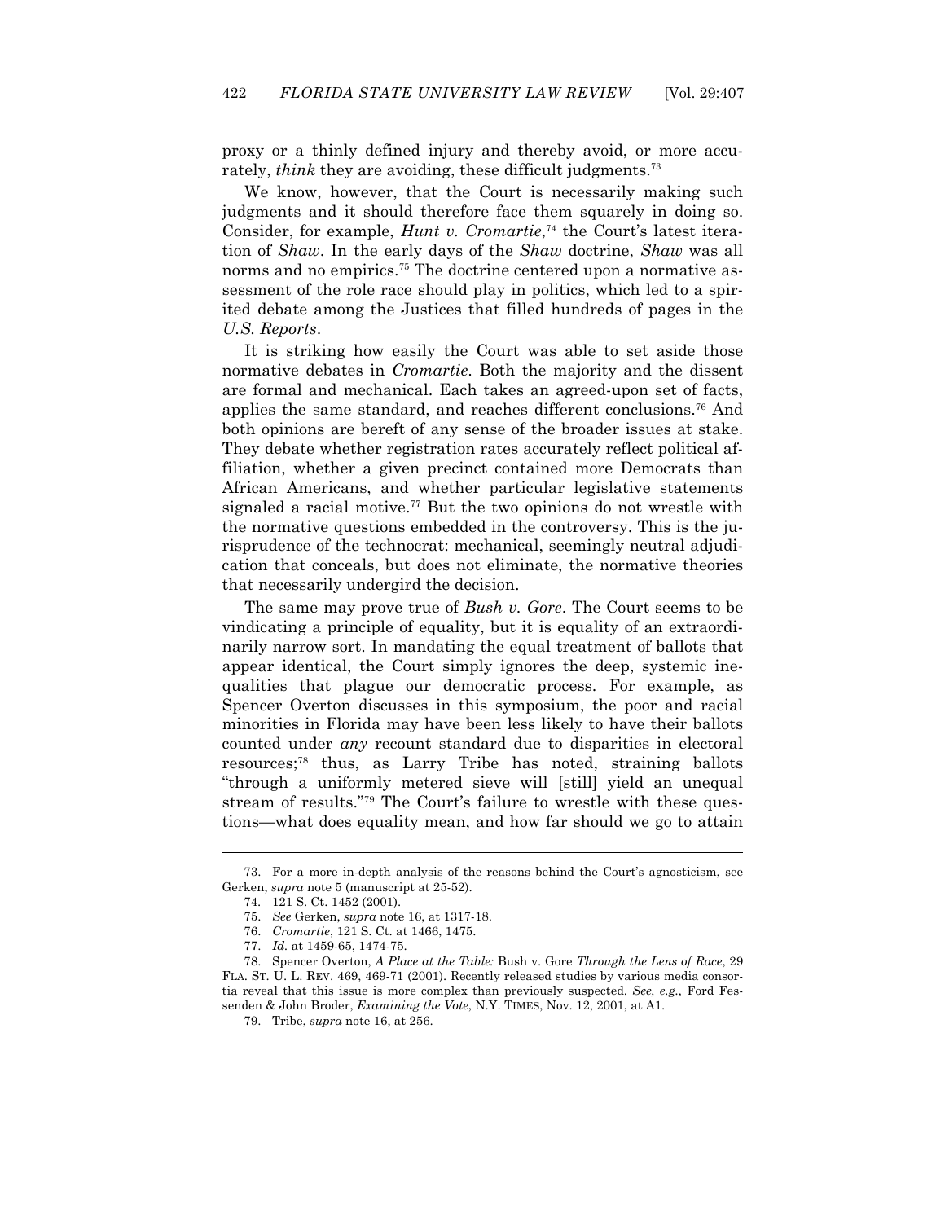proxy or a thinly defined injury and thereby avoid, or more accurately, *think* they are avoiding, these difficult judgments.[73]

We know, however, that the Court is necessarily making such judgments and it should therefore face them squarely in doing so. Consider, for example, *Hunt v. Cromartie*,[74] the Court's latest iteration of *Shaw*. In the early days of the *Shaw* doctrine, *Shaw* was all norms and no empirics.[75] The doctrine centered upon a normative assessment of the role race should play in politics, which led to a spirited debate among the Justices that filled hundreds of pages in the *U.S. Reports*.

It is striking how easily the Court was able to set aside those normative debates in *Cromartie*. Both the majority and the dissent are formal and mechanical. Each takes an agreed-upon set of facts, applies the same standard, and reaches different conclusions.[76] And both opinions are bereft of any sense of the broader issues at stake. They debate whether registration rates accurately reflect political affiliation, whether a given precinct contained more Democrats than African Americans, and whether particular legislative statements signaled a racial motive.[77] But the two opinions do not wrestle with the normative questions embedded in the controversy. This is the jurisprudence of the technocrat: mechanical, seemingly neutral adjudication that conceals, but does not eliminate, the normative theories that necessarily undergird the decision.

The same may prove true of *Bush v. Gore*. The Court seems to be vindicating a principle of equality, but it is equality of an extraordinarily narrow sort. In mandating the equal treatment of ballots that appear identical, the Court simply ignores the deep, systemic inequalities that plague our democratic process. For example, as Spencer Overton discusses in this symposium, the poor and racial minorities in Florida may have been less likely to have their ballots counted under *any* recount standard due to disparities in electoral resources;[78] thus, as Larry Tribe has noted, straining ballots "through a uniformly metered sieve will [still] yield an unequal stream of results."[79] The Court's failure to wrestle with these questions—what does equality mean, and how far should we go to attain

---

73. For a more in-depth analysis of the reasons behind the Court's agnosticism, see Gerken, *supra* note 5 (manuscript at 25-52).

74. 121 S. Ct. 1452 (2001).

75. *See* Gerken, *supra* note 16, at 1317-18.

76. *Cromartie*, 121 S. Ct. at 1466, 1475.

77. *Id.* at 1459-65, 1474-75.

78. Spencer Overton, *A Place at the Table:* Bush v. Gore *Through the Lens of Race*, 29 FLA. ST. U. L. REV. 469, 469-71 (2001). Recently released studies by various media consortia reveal that this issue is more complex than previously suspected. *See, e.g.,* Ford Fessenden & John Broder, *Examining the Vote*, N.Y. TIMES, Nov. 12, 2001, at A1.

79. Tribe, *supra* note 16, at 256.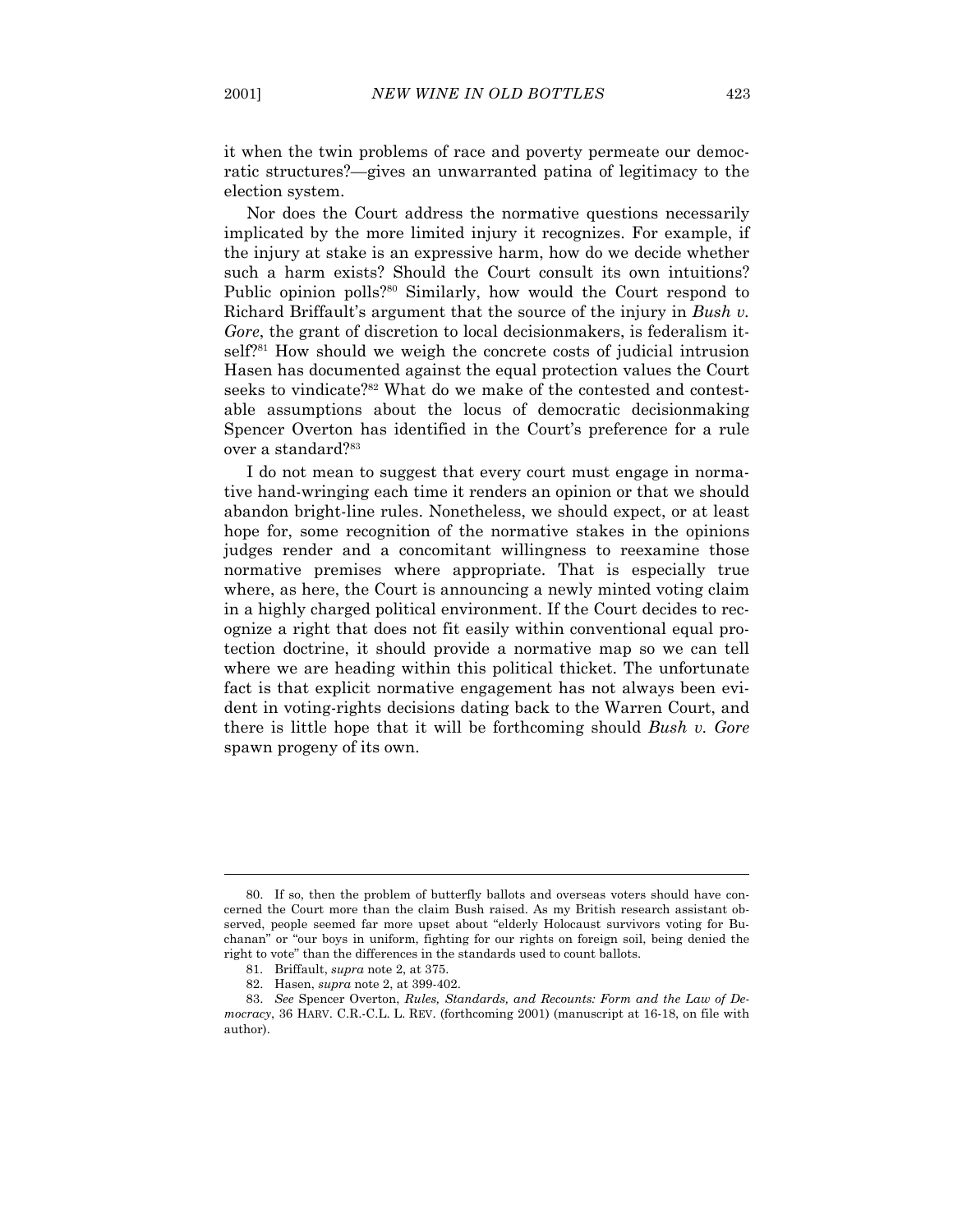it when the twin problems of race and poverty permeate our democratic structures?—gives an unwarranted patina of legitimacy to the election system.

Nor does the Court address the normative questions necessarily implicated by the more limited injury it recognizes. For example, if the injury at stake is an expressive harm, how do we decide whether such a harm exists? Should the Court consult its own intuitions? Public opinion polls?[80] Similarly, how would the Court respond to Richard Briffault's argument that the source of the injury in *Bush v. Gore*, the grant of discretion to local decisionmakers, is federalism itself?[81] How should we weigh the concrete costs of judicial intrusion Hasen has documented against the equal protection values the Court seeks to vindicate?[82] What do we make of the contested and contestable assumptions about the locus of democratic decisionmaking Spencer Overton has identified in the Court's preference for a rule over a standard?[83]

I do not mean to suggest that every court must engage in normative hand-wringing each time it renders an opinion or that we should abandon bright-line rules. Nonetheless, we should expect, or at least hope for, some recognition of the normative stakes in the opinions judges render and a concomitant willingness to reexamine those normative premises where appropriate. That is especially true where, as here, the Court is announcing a newly minted voting claim in a highly charged political environment. If the Court decides to recognize a right that does not fit easily within conventional equal protection doctrine, it should provide a normative map so we can tell where we are heading within this political thicket. The unfortunate fact is that explicit normative engagement has not always been evident in voting-rights decisions dating back to the Warren Court, and there is little hope that it will be forthcoming should *Bush v. Gore* spawn progeny of its own.

---

80. If so, then the problem of butterfly ballots and overseas voters should have concerned the Court more than the claim Bush raised. As my British research assistant observed, people seemed far more upset about "elderly Holocaust survivors voting for Buchanan" or "our boys in uniform, fighting for our rights on foreign soil, being denied the right to vote" than the differences in the standards used to count ballots.

81. Briffault, *supra* note 2, at 375.

82. Hasen, *supra* note 2, at 399-402.

83. *See* Spencer Overton, *Rules, Standards, and Recounts: Form and the Law of Democracy*, 36 HARV. C.R.-C.L. L. REV. (forthcoming 2001) (manuscript at 16-18, on file with author).